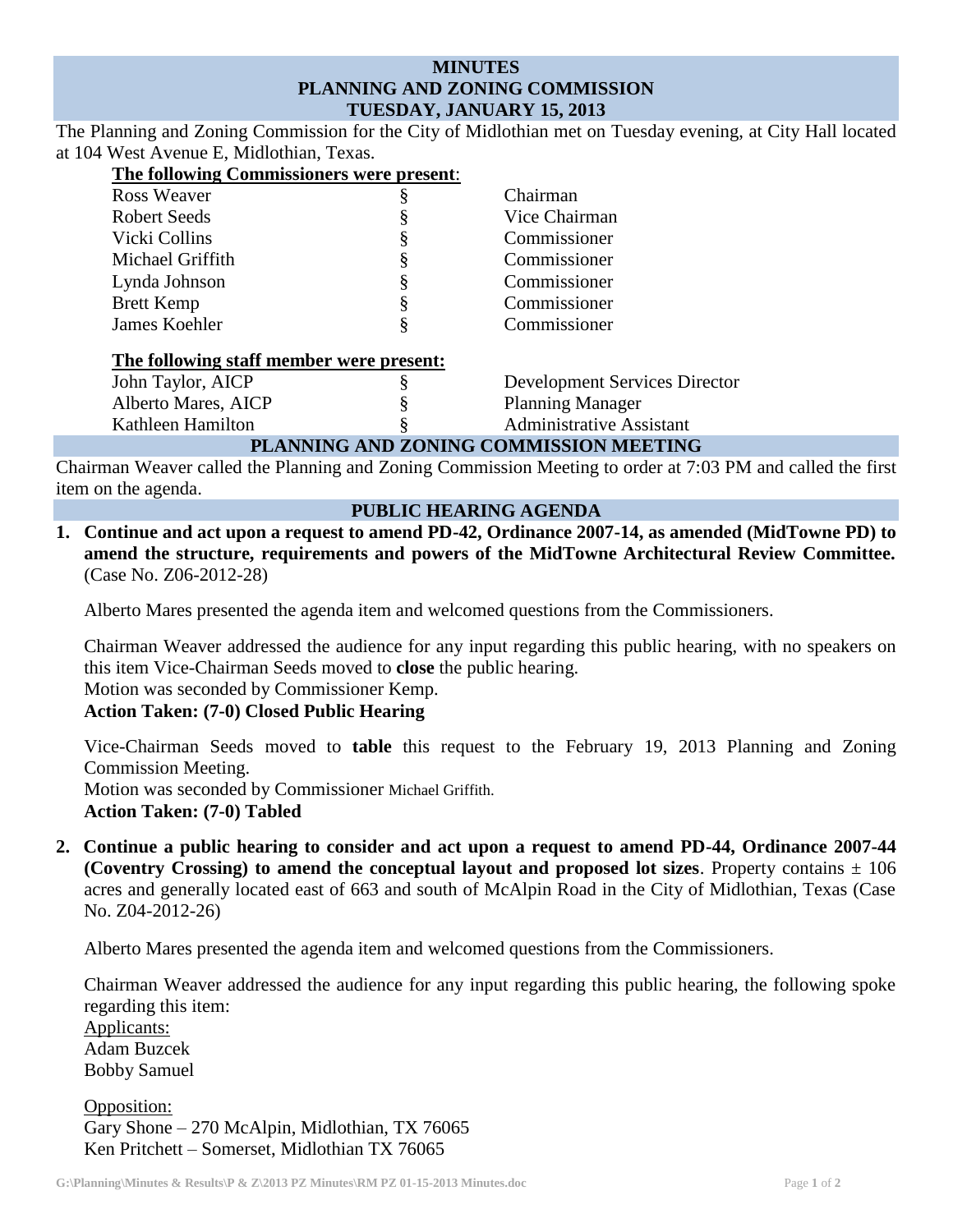# MINUTES
# PLANNING AND ZONING COMMISSION
# TUESDAY, JANUARY 15, 2013

The Planning and Zoning Commission for the City of Midlothian met on Tuesday evening, at City Hall located at 104 West Avenue E, Midlothian, Texas.

**The following Commissioners were present**:

| | | |
|---|---|---|
| Ross Weaver | § | Chairman |
| Robert Seeds | § | Vice Chairman |
| Vicki Collins | § | Commissioner |
| Michael Griffith | § | Commissioner |
| Lynda Johnson | § | Commissioner |
| Brett Kemp | § | Commissioner |
| James Koehler | § | Commissioner |

**The following staff member were present:**

| | | |
|---|---|---|
| John Taylor, AICP | § | Development Services Director |
| Alberto Mares, AICP | § | Planning Manager |
| Kathleen Hamilton | § | Administrative Assistant |

## PLANNING AND ZONING COMMISSION MEETING

Chairman Weaver called the Planning and Zoning Commission Meeting to order at 7:03 PM and called the first item on the agenda.

## PUBLIC HEARING AGENDA

1. **Continue and act upon a request to amend PD-42, Ordinance 2007-14, as amended (MidTowne PD) to amend the structure, requirements and powers of the MidTowne Architectural Review Committee.** (Case No. Z06-2012-28)

   Alberto Mares presented the agenda item and welcomed questions from the Commissioners.

   Chairman Weaver addressed the audience for any input regarding this public hearing, with no speakers on this item Vice-Chairman Seeds moved to **close** the public hearing.
   Motion was seconded by Commissioner Kemp.
   **Action Taken: (7-0) Closed Public Hearing**

   Vice-Chairman Seeds moved to **table** this request to the February 19, 2013 Planning and Zoning Commission Meeting.
   Motion was seconded by Commissioner Michael Griffith.
   **Action Taken: (7-0) Tabled**

2. **Continue a public hearing to consider and act upon a request to amend PD-44, Ordinance 2007-44 (Coventry Crossing) to amend the conceptual layout and proposed lot sizes**. Property contains ± 106 acres and generally located east of 663 and south of McAlpin Road in the City of Midlothian, Texas (Case No. Z04-2012-26)

   Alberto Mares presented the agenda item and welcomed questions from the Commissioners.

   Chairman Weaver addressed the audience for any input regarding this public hearing, the following spoke regarding this item:
   Applicants:
   Adam Buzcek
   Bobby Samuel

   Opposition:
   Gary Shone – 270 McAlpin, Midlothian, TX 76065
   Ken Pritchett – Somerset, Midlothian TX 76065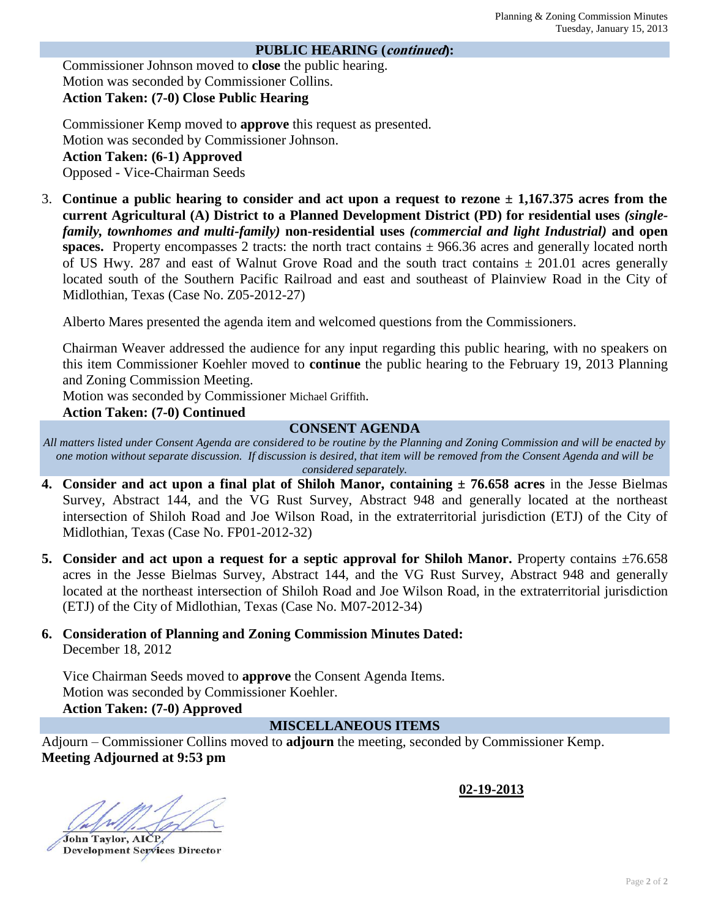## PUBLIC HEARING (*continued*):

Commissioner Johnson moved to **close** the public hearing.
Motion was seconded by Commissioner Collins.
**Action Taken: (7-0) Close Public Hearing**

Commissioner Kemp moved to **approve** this request as presented.
Motion was seconded by Commissioner Johnson.
**Action Taken: (6-1) Approved**
Opposed - Vice-Chairman Seeds

3. **Continue a public hearing to consider and act upon a request to rezone ± 1,167.375 acres from the current Agricultural (A) District to a Planned Development District (PD) for residential uses** ***(single-family, townhomes and multi-family)*** **non-residential uses** ***(commercial and light Industrial)*** **and open spaces.** Property encompasses 2 tracts: the north tract contains ± 966.36 acres and generally located north of US Hwy. 287 and east of Walnut Grove Road and the south tract contains ± 201.01 acres generally located south of the Southern Pacific Railroad and east and southeast of Plainview Road in the City of Midlothian, Texas (Case No. Z05-2012-27)

   Alberto Mares presented the agenda item and welcomed questions from the Commissioners.

   Chairman Weaver addressed the audience for any input regarding this public hearing, with no speakers on this item Commissioner Koehler moved to **continue** the public hearing to the February 19, 2013 Planning and Zoning Commission Meeting.
   Motion was seconded by Commissioner Michael Griffith.
   **Action Taken: (7-0) Continued**

## CONSENT AGENDA

*All matters listed under Consent Agenda are considered to be routine by the Planning and Zoning Commission and will be enacted by one motion without separate discussion. If discussion is desired, that item will be removed from the Consent Agenda and will be considered separately.*

4. **Consider and act upon a final plat of Shiloh Manor, containing ± 76.658 acres** in the Jesse Bielmas Survey, Abstract 144, and the VG Rust Survey, Abstract 948 and generally located at the northeast intersection of Shiloh Road and Joe Wilson Road, in the extraterritorial jurisdiction (ETJ) of the City of Midlothian, Texas (Case No. FP01-2012-32)

5. **Consider and act upon a request for a septic approval for Shiloh Manor.** Property contains ±76.658 acres in the Jesse Bielmas Survey, Abstract 144, and the VG Rust Survey, Abstract 948 and generally located at the northeast intersection of Shiloh Road and Joe Wilson Road, in the extraterritorial jurisdiction (ETJ) of the City of Midlothian, Texas (Case No. M07-2012-34)

6. **Consideration of Planning and Zoning Commission Minutes Dated:**
   December 18, 2012

   Vice Chairman Seeds moved to **approve** the Consent Agenda Items.
   Motion was seconded by Commissioner Koehler.
   **Action Taken: (7-0) Approved**

## MISCELLANEOUS ITEMS

Adjourn – Commissioner Collins moved to **adjourn** the meeting, seconded by Commissioner Kemp.
**Meeting Adjourned at 9:53 pm**

**02-19-2013**

John Taylor, AICP,
Development Services Director